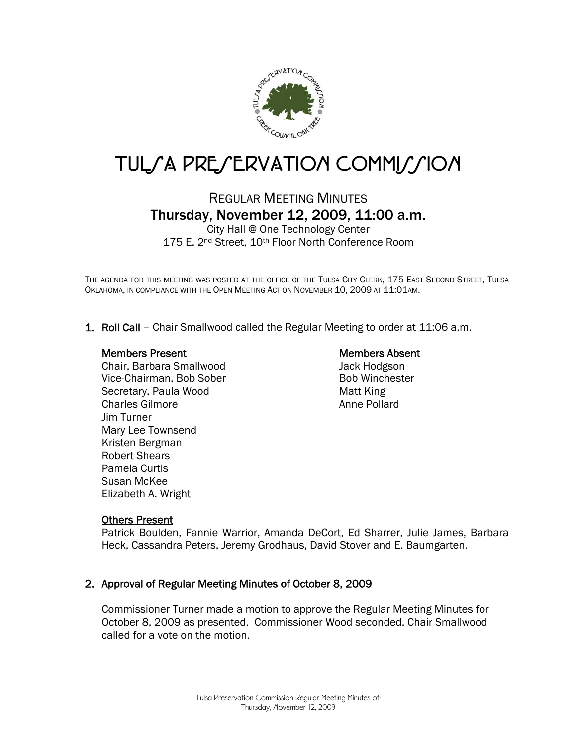# TULSA PRESERVATION COMMISSION

## REGULAR MEETING MINUTES

### Thursday, November 12, 2009, 11:00 a.m.

City Hall @ One Technology Center
175 E. 2nd Street, 10th Floor North Conference Room

THE AGENDA FOR THIS MEETING WAS POSTED AT THE OFFICE OF THE TULSA CITY CLERK, 175 EAST SECOND STREET, TULSA OKLAHOMA, IN COMPLIANCE WITH THE OPEN MEETING ACT ON NOVEMBER 10, 2009 AT 11:01AM.

1. **Roll Call** – Chair Smallwood called the Regular Meeting to order at 11:06 a.m.

**Members Present**
Chair, Barbara Smallwood
Vice-Chairman, Bob Sober
Secretary, Paula Wood
Charles Gilmore
Jim Turner
Mary Lee Townsend
Kristen Bergman
Robert Shears
Pamela Curtis
Susan McKee
Elizabeth A. Wright

**Members Absent**
Jack Hodgson
Bob Winchester
Matt King
Anne Pollard

**Others Present**
Patrick Boulden, Fannie Warrior, Amanda DeCort, Ed Sharrer, Julie James, Barbara Heck, Cassandra Peters, Jeremy Grodhaus, David Stover and E. Baumgarten.

2. **Approval of Regular Meeting Minutes of October 8, 2009**

Commissioner Turner made a motion to approve the Regular Meeting Minutes for October 8, 2009 as presented. Commissioner Wood seconded. Chair Smallwood called for a vote on the motion.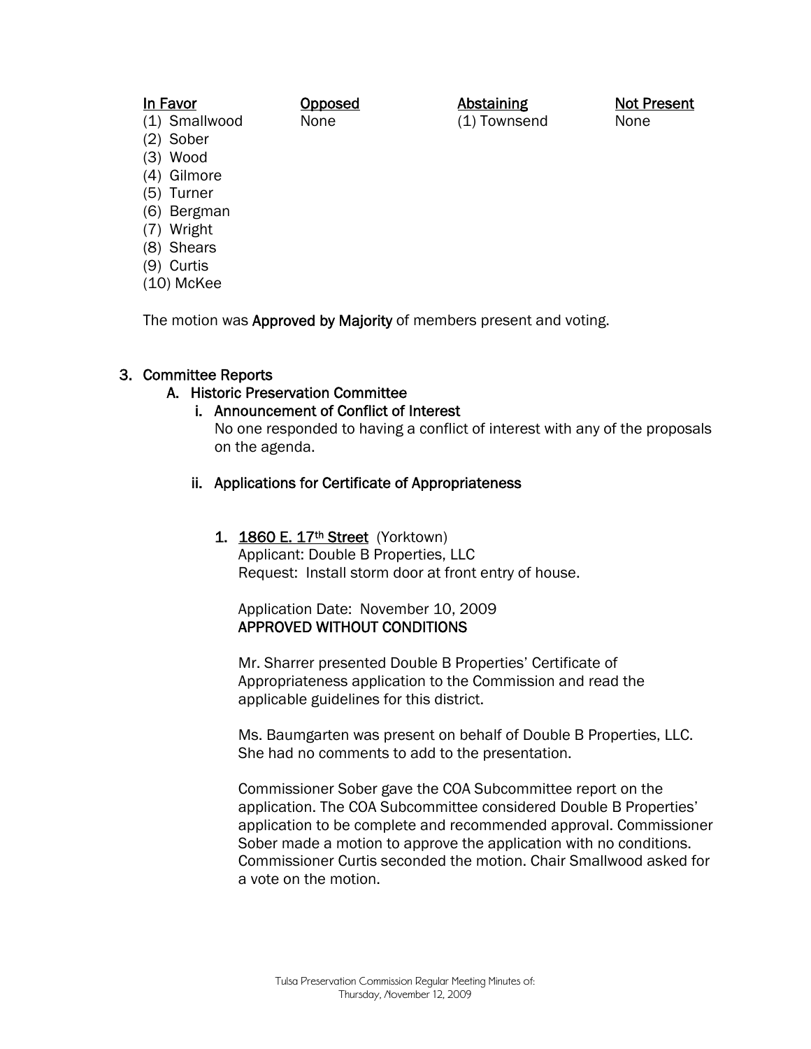| In Favor | Opposed | Abstaining | Not Present |
|---|---|---|---|
| (1) Smallwood | None | (1) Townsend | None |
| (2) Sober | | | |
| (3) Wood | | | |
| (4) Gilmore | | | |
| (5) Turner | | | |
| (6) Bergman | | | |
| (7) Wright | | | |
| (8) Shears | | | |
| (9) Curtis | | | |
| (10) McKee | | | |

The motion was **Approved by Majority** of members present and voting.

3. **Committee Reports**
   - A. **Historic Preservation Committee**
     - i. **Announcement of Conflict of Interest**
       No one responded to having a conflict of interest with any of the proposals on the agenda.
     - ii. **Applications for Certificate of Appropriateness**

       1. **1860 E. 17th Street** (Yorktown)
          Applicant: Double B Properties, LLC
          Request: Install storm door at front entry of house.

          Application Date: November 10, 2009
          **APPROVED WITHOUT CONDITIONS**

          Mr. Sharrer presented Double B Properties' Certificate of Appropriateness application to the Commission and read the applicable guidelines for this district.

          Ms. Baumgarten was present on behalf of Double B Properties, LLC. She had no comments to add to the presentation.

          Commissioner Sober gave the COA Subcommittee report on the application. The COA Subcommittee considered Double B Properties' application to be complete and recommended approval. Commissioner Sober made a motion to approve the application with no conditions. Commissioner Curtis seconded the motion. Chair Smallwood asked for a vote on the motion.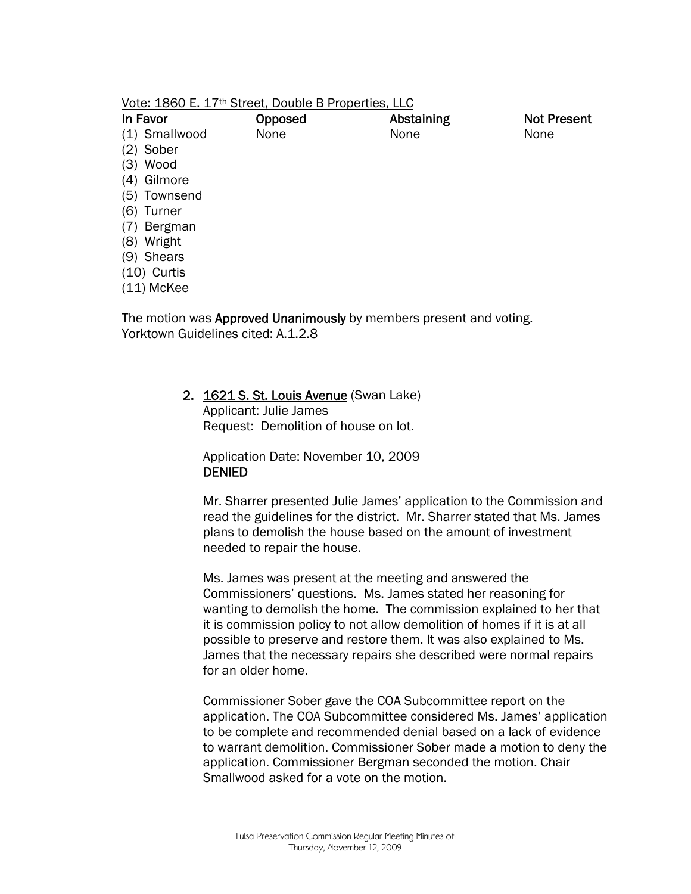Vote: 1860 E. 17th Street, Double B Properties, LLC

| In Favor | Opposed | Abstaining | Not Present |
|---|---|---|---|
| (1) Smallwood | None | None | None |
| (2) Sober | | | |
| (3) Wood | | | |
| (4) Gilmore | | | |
| (5) Townsend | | | |
| (6) Turner | | | |
| (7) Bergman | | | |
| (8) Wright | | | |
| (9) Shears | | | |
| (10) Curtis | | | |
| (11) McKee | | | |

The motion was **Approved Unanimously** by members present and voting.
Yorktown Guidelines cited: A.1.2.8

2. **1621 S. St. Louis Avenue** (Swan Lake)
   Applicant: Julie James
   Request: Demolition of house on lot.

   Application Date: November 10, 2009
   **DENIED**

   Mr. Sharrer presented Julie James' application to the Commission and read the guidelines for the district. Mr. Sharrer stated that Ms. James plans to demolish the house based on the amount of investment needed to repair the house.

   Ms. James was present at the meeting and answered the Commissioners' questions. Ms. James stated her reasoning for wanting to demolish the home. The commission explained to her that it is commission policy to not allow demolition of homes if it is at all possible to preserve and restore them. It was also explained to Ms. James that the necessary repairs she described were normal repairs for an older home.

   Commissioner Sober gave the COA Subcommittee report on the application. The COA Subcommittee considered Ms. James' application to be complete and recommended denial based on a lack of evidence to warrant demolition. Commissioner Sober made a motion to deny the application. Commissioner Bergman seconded the motion. Chair Smallwood asked for a vote on the motion.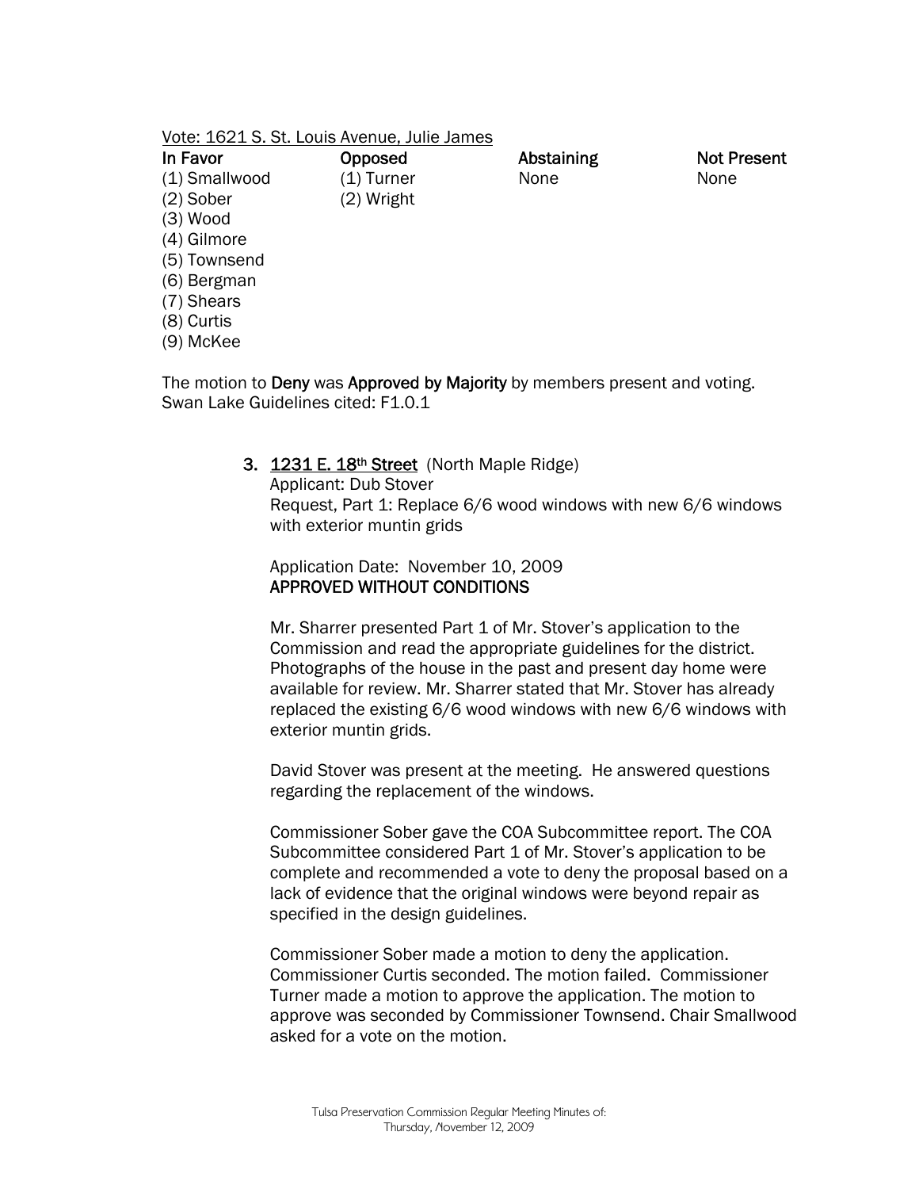Vote: 1621 S. St. Louis Avenue, Julie James

| In Favor | Opposed | Abstaining | Not Present |
|---|---|---|---|
| (1) Smallwood | (1) Turner | None | None |
| (2) Sober | (2) Wright | | |
| (3) Wood | | | |
| (4) Gilmore | | | |
| (5) Townsend | | | |
| (6) Bergman | | | |
| (7) Shears | | | |
| (8) Curtis | | | |
| (9) McKee | | | |

The motion to **Deny** was **Approved by Majority** by members present and voting.
Swan Lake Guidelines cited: F1.0.1

3. **1231 E. 18th Street** (North Maple Ridge)
   Applicant: Dub Stover
   Request, Part 1: Replace 6/6 wood windows with new 6/6 windows with exterior muntin grids

   Application Date: November 10, 2009
   **APPROVED WITHOUT CONDITIONS**

   Mr. Sharrer presented Part 1 of Mr. Stover's application to the Commission and read the appropriate guidelines for the district. Photographs of the house in the past and present day home were available for review. Mr. Sharrer stated that Mr. Stover has already replaced the existing 6/6 wood windows with new 6/6 windows with exterior muntin grids.

   David Stover was present at the meeting. He answered questions regarding the replacement of the windows.

   Commissioner Sober gave the COA Subcommittee report. The COA Subcommittee considered Part 1 of Mr. Stover's application to be complete and recommended a vote to deny the proposal based on a lack of evidence that the original windows were beyond repair as specified in the design guidelines.

   Commissioner Sober made a motion to deny the application. Commissioner Curtis seconded. The motion failed. Commissioner Turner made a motion to approve the application. The motion to approve was seconded by Commissioner Townsend. Chair Smallwood asked for a vote on the motion.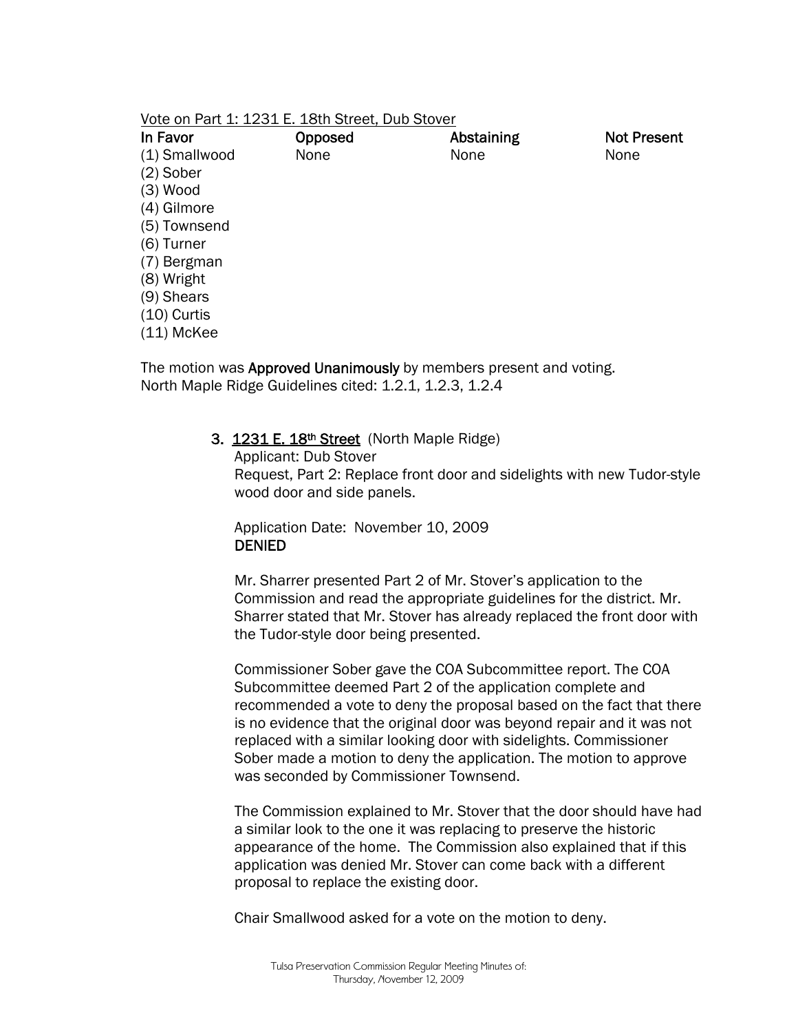Vote on Part 1: 1231 E. 18th Street, Dub Stover

| In Favor | Opposed | Abstaining | Not Present |
|---|---|---|---|
| (1) Smallwood | None | None | None |
| (2) Sober | | | |
| (3) Wood | | | |
| (4) Gilmore | | | |
| (5) Townsend | | | |
| (6) Turner | | | |
| (7) Bergman | | | |
| (8) Wright | | | |
| (9) Shears | | | |
| (10) Curtis | | | |
| (11) McKee | | | |

The motion was **Approved Unanimously** by members present and voting.
North Maple Ridge Guidelines cited: 1.2.1, 1.2.3, 1.2.4

3. **1231 E. 18th Street** (North Maple Ridge)
   Applicant: Dub Stover
   Request, Part 2: Replace front door and sidelights with new Tudor-style wood door and side panels.

   Application Date: November 10, 2009
   **DENIED**

   Mr. Sharrer presented Part 2 of Mr. Stover's application to the Commission and read the appropriate guidelines for the district. Mr. Sharrer stated that Mr. Stover has already replaced the front door with the Tudor-style door being presented.

   Commissioner Sober gave the COA Subcommittee report. The COA Subcommittee deemed Part 2 of the application complete and recommended a vote to deny the proposal based on the fact that there is no evidence that the original door was beyond repair and it was not replaced with a similar looking door with sidelights. Commissioner Sober made a motion to deny the application. The motion to approve was seconded by Commissioner Townsend.

   The Commission explained to Mr. Stover that the door should have had a similar look to the one it was replacing to preserve the historic appearance of the home. The Commission also explained that if this application was denied Mr. Stover can come back with a different proposal to replace the existing door.

   Chair Smallwood asked for a vote on the motion to deny.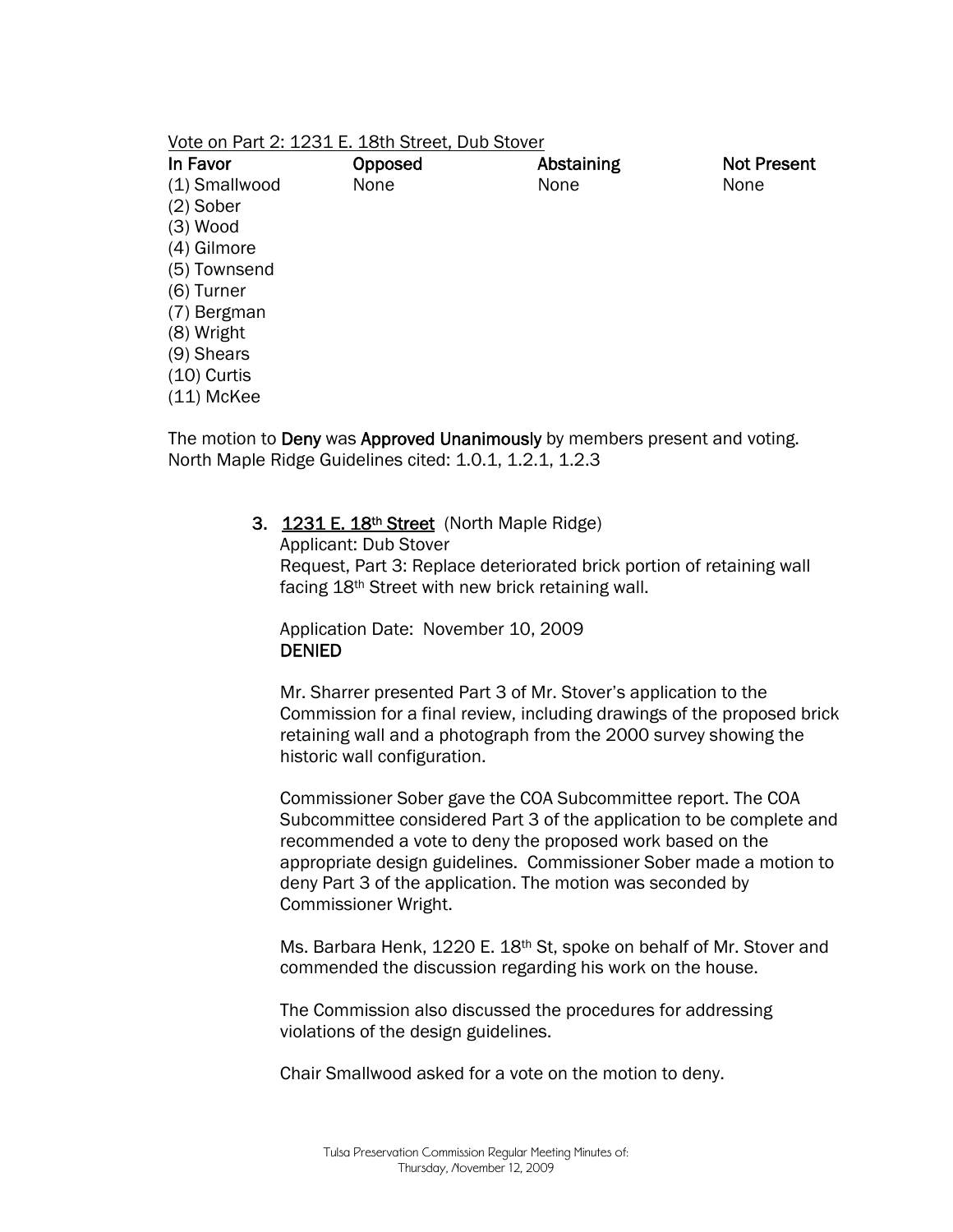Vote on Part 2: 1231 E. 18th Street, Dub Stover

| In Favor | Opposed | Abstaining | Not Present |
|---|---|---|---|
| (1) Smallwood | None | None | None |
| (2) Sober | | | |
| (3) Wood | | | |
| (4) Gilmore | | | |
| (5) Townsend | | | |
| (6) Turner | | | |
| (7) Bergman | | | |
| (8) Wright | | | |
| (9) Shears | | | |
| (10) Curtis | | | |
| (11) McKee | | | |

The motion to **Deny** was **Approved Unanimously** by members present and voting.
North Maple Ridge Guidelines cited: 1.0.1, 1.2.1, 1.2.3

3. **1231 E. 18th Street** (North Maple Ridge)
   Applicant: Dub Stover
   Request, Part 3: Replace deteriorated brick portion of retaining wall facing 18th Street with new brick retaining wall.

   Application Date: November 10, 2009
   **DENIED**

   Mr. Sharrer presented Part 3 of Mr. Stover's application to the Commission for a final review, including drawings of the proposed brick retaining wall and a photograph from the 2000 survey showing the historic wall configuration.

   Commissioner Sober gave the COA Subcommittee report. The COA Subcommittee considered Part 3 of the application to be complete and recommended a vote to deny the proposed work based on the appropriate design guidelines. Commissioner Sober made a motion to deny Part 3 of the application. The motion was seconded by Commissioner Wright.

   Ms. Barbara Henk, 1220 E. 18th St, spoke on behalf of Mr. Stover and commended the discussion regarding his work on the house.

   The Commission also discussed the procedures for addressing violations of the design guidelines.

   Chair Smallwood asked for a vote on the motion to deny.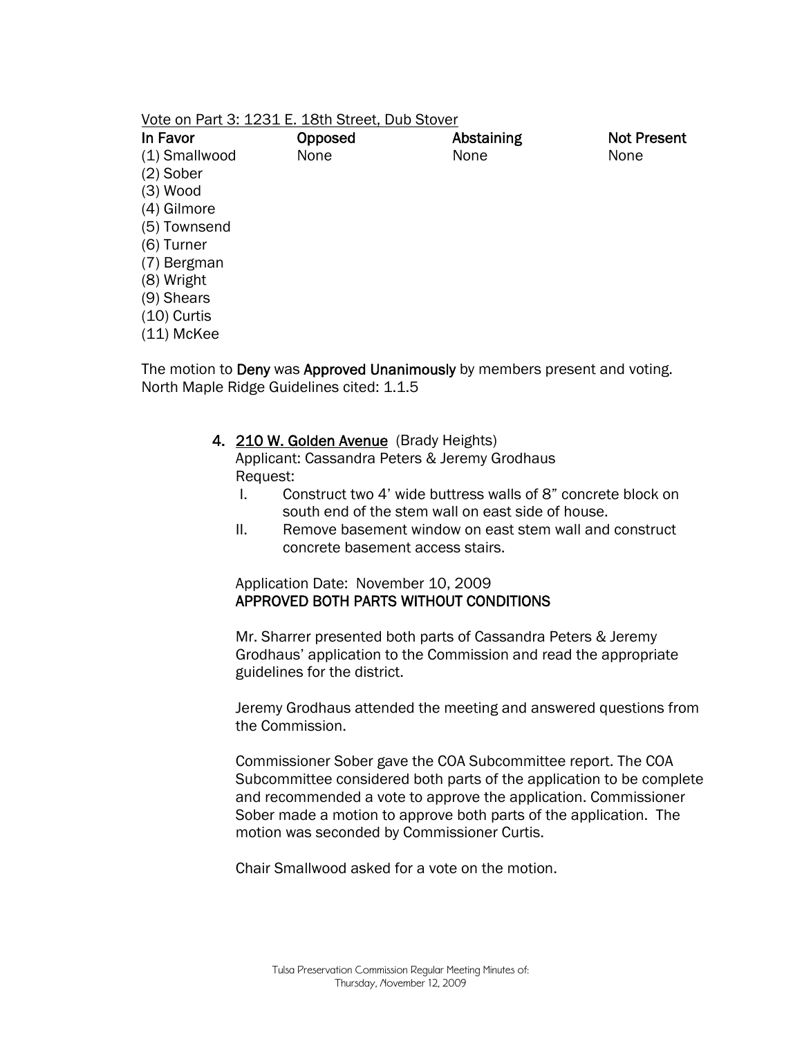Vote on Part 3: 1231 E. 18th Street, Dub Stover

| In Favor | Opposed | Abstaining | Not Present |
| --- | --- | --- | --- |
| (1) Smallwood | None | None | None |
| (2) Sober | | | |
| (3) Wood | | | |
| (4) Gilmore | | | |
| (5) Townsend | | | |
| (6) Turner | | | |
| (7) Bergman | | | |
| (8) Wright | | | |
| (9) Shears | | | |
| (10) Curtis | | | |
| (11) McKee | | | |

The motion to **Deny** was **Approved Unanimously** by members present and voting.
North Maple Ridge Guidelines cited: 1.1.5

4. **210 W. Golden Avenue** (Brady Heights)
   Applicant: Cassandra Peters & Jeremy Grodhaus
   Request:
   I. Construct two 4' wide buttress walls of 8" concrete block on south end of the stem wall on east side of house.
   II. Remove basement window on east stem wall and construct concrete basement access stairs.

   Application Date: November 10, 2009
   **APPROVED BOTH PARTS WITHOUT CONDITIONS**

   Mr. Sharrer presented both parts of Cassandra Peters & Jeremy Grodhaus' application to the Commission and read the appropriate guidelines for the district.

   Jeremy Grodhaus attended the meeting and answered questions from the Commission.

   Commissioner Sober gave the COA Subcommittee report. The COA Subcommittee considered both parts of the application to be complete and recommended a vote to approve the application. Commissioner Sober made a motion to approve both parts of the application. The motion was seconded by Commissioner Curtis.

   Chair Smallwood asked for a vote on the motion.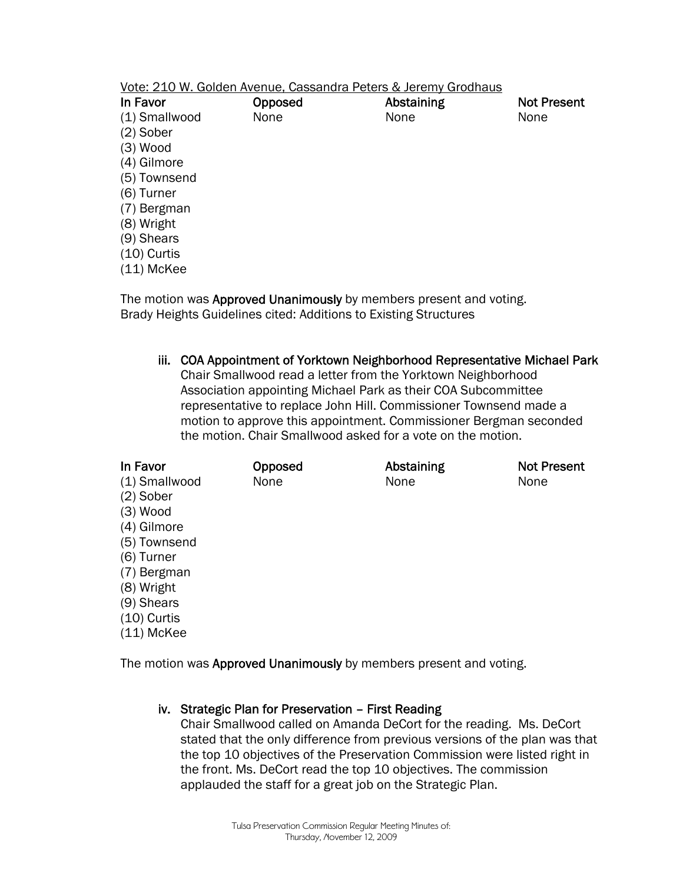Vote: 210 W. Golden Avenue, Cassandra Peters & Jeremy Grodhaus

| In Favor | Opposed | Abstaining | Not Present |
|---|---|---|---|
| (1) Smallwood | None | None | None |
| (2) Sober | | | |
| (3) Wood | | | |
| (4) Gilmore | | | |
| (5) Townsend | | | |
| (6) Turner | | | |
| (7) Bergman | | | |
| (8) Wright | | | |
| (9) Shears | | | |
| (10) Curtis | | | |
| (11) McKee | | | |

The motion was **Approved Unanimously** by members present and voting.
Brady Heights Guidelines cited: Additions to Existing Structures

iii. **COA Appointment of Yorktown Neighborhood Representative Michael Park**
Chair Smallwood read a letter from the Yorktown Neighborhood Association appointing Michael Park as their COA Subcommittee representative to replace John Hill. Commissioner Townsend made a motion to approve this appointment. Commissioner Bergman seconded the motion. Chair Smallwood asked for a vote on the motion.

| In Favor | Opposed | Abstaining | Not Present |
|---|---|---|---|
| (1) Smallwood | None | None | None |
| (2) Sober | | | |
| (3) Wood | | | |
| (4) Gilmore | | | |
| (5) Townsend | | | |
| (6) Turner | | | |
| (7) Bergman | | | |
| (8) Wright | | | |
| (9) Shears | | | |
| (10) Curtis | | | |
| (11) McKee | | | |

The motion was **Approved Unanimously** by members present and voting.

iv. **Strategic Plan for Preservation – First Reading**
Chair Smallwood called on Amanda DeCort for the reading. Ms. DeCort stated that the only difference from previous versions of the plan was that the top 10 objectives of the Preservation Commission were listed right in the front. Ms. DeCort read the top 10 objectives. The commission applauded the staff for a great job on the Strategic Plan.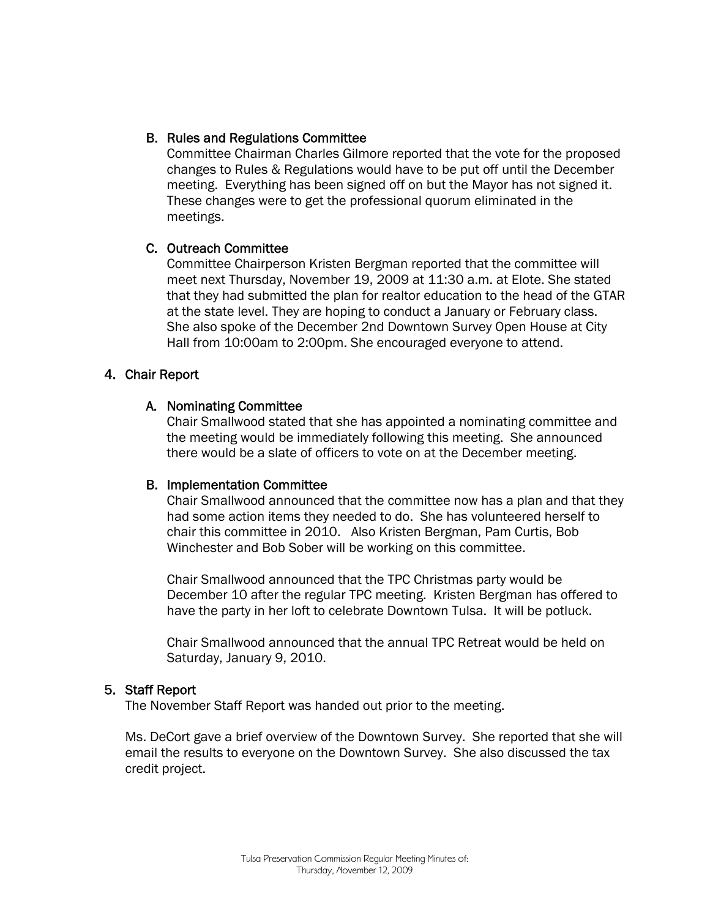### B. Rules and Regulations Committee

Committee Chairman Charles Gilmore reported that the vote for the proposed changes to Rules & Regulations would have to be put off until the December meeting. Everything has been signed off on but the Mayor has not signed it. These changes were to get the professional quorum eliminated in the meetings.

### C. Outreach Committee

Committee Chairperson Kristen Bergman reported that the committee will meet next Thursday, November 19, 2009 at 11:30 a.m. at Elote. She stated that they had submitted the plan for realtor education to the head of the GTAR at the state level. They are hoping to conduct a January or February class. She also spoke of the December 2nd Downtown Survey Open House at City Hall from 10:00am to 2:00pm. She encouraged everyone to attend.

## 4. Chair Report

### A. Nominating Committee

Chair Smallwood stated that she has appointed a nominating committee and the meeting would be immediately following this meeting. She announced there would be a slate of officers to vote on at the December meeting.

### B. Implementation Committee

Chair Smallwood announced that the committee now has a plan and that they had some action items they needed to do. She has volunteered herself to chair this committee in 2010. Also Kristen Bergman, Pam Curtis, Bob Winchester and Bob Sober will be working on this committee.

Chair Smallwood announced that the TPC Christmas party would be December 10 after the regular TPC meeting. Kristen Bergman has offered to have the party in her loft to celebrate Downtown Tulsa. It will be potluck.

Chair Smallwood announced that the annual TPC Retreat would be held on Saturday, January 9, 2010.

## 5. Staff Report

The November Staff Report was handed out prior to the meeting.

Ms. DeCort gave a brief overview of the Downtown Survey. She reported that she will email the results to everyone on the Downtown Survey. She also discussed the tax credit project.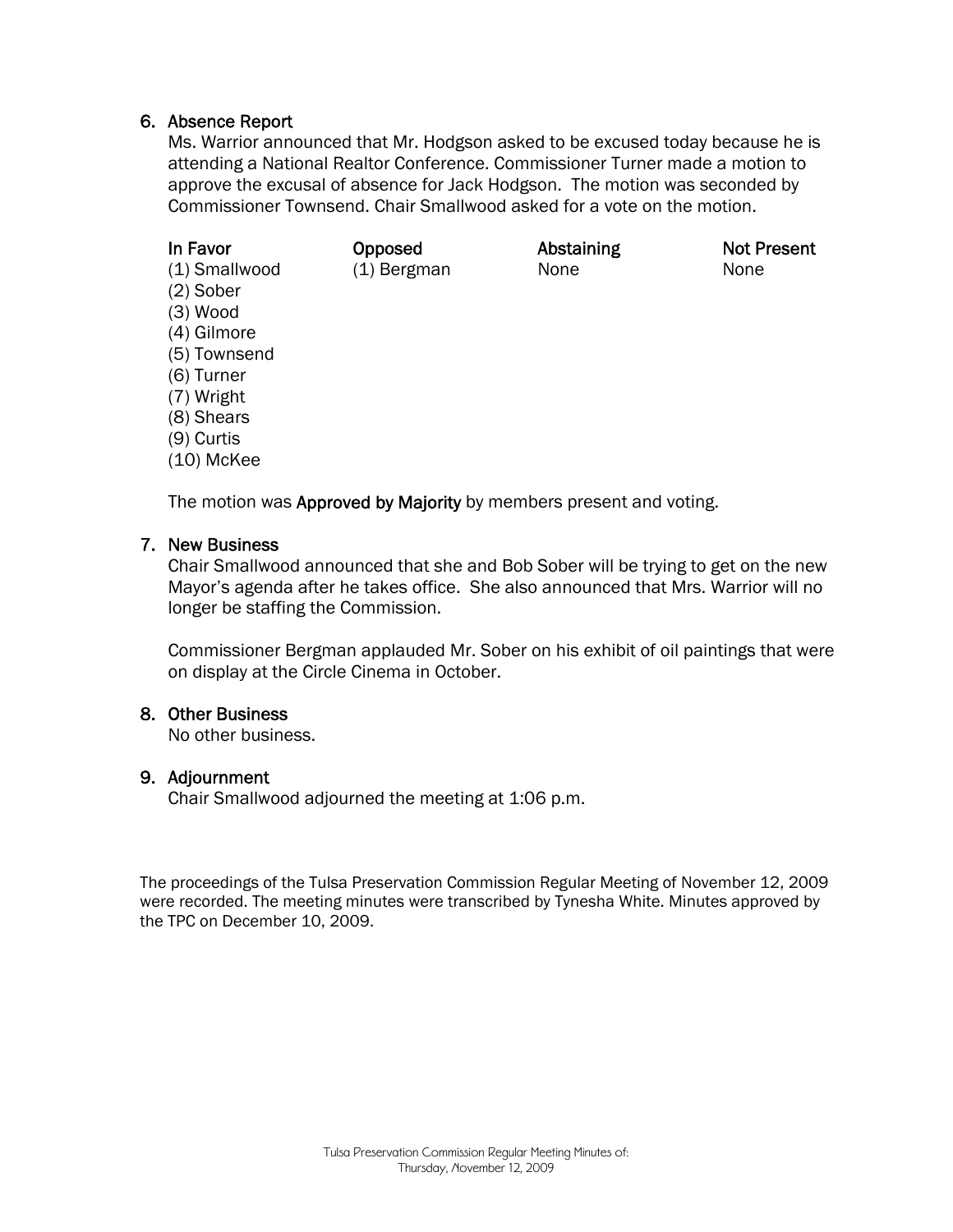6. **Absence Report**

   Ms. Warrior announced that Mr. Hodgson asked to be excused today because he is attending a National Realtor Conference. Commissioner Turner made a motion to approve the excusal of absence for Jack Hodgson. The motion was seconded by Commissioner Townsend. Chair Smallwood asked for a vote on the motion.

| In Favor | Opposed | Abstaining | Not Present |
|---|---|---|---|
| (1) Smallwood | (1) Bergman | None | None |
| (2) Sober | | | |
| (3) Wood | | | |
| (4) Gilmore | | | |
| (5) Townsend | | | |
| (6) Turner | | | |
| (7) Wright | | | |
| (8) Shears | | | |
| (9) Curtis | | | |
| (10) McKee | | | |

   The motion was **Approved by Majority** by members present and voting.

7. **New Business**

   Chair Smallwood announced that she and Bob Sober will be trying to get on the new Mayor's agenda after he takes office. She also announced that Mrs. Warrior will no longer be staffing the Commission.

   Commissioner Bergman applauded Mr. Sober on his exhibit of oil paintings that were on display at the Circle Cinema in October.

8. **Other Business**

   No other business.

9. **Adjournment**

   Chair Smallwood adjourned the meeting at 1:06 p.m.

The proceedings of the Tulsa Preservation Commission Regular Meeting of November 12, 2009 were recorded. The meeting minutes were transcribed by Tynesha White. Minutes approved by the TPC on December 10, 2009.